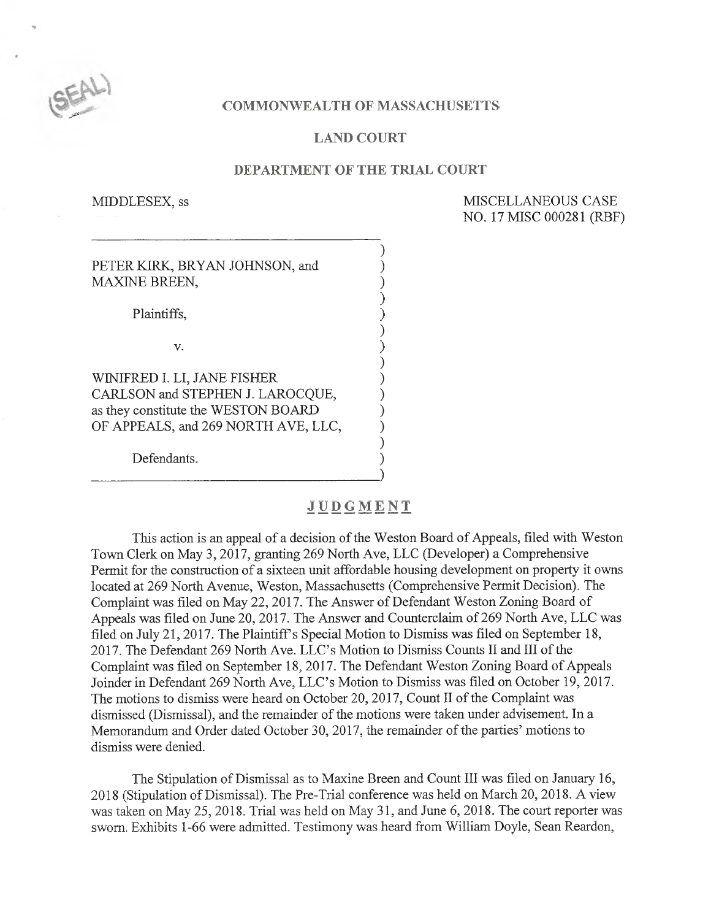COMMONWEALTH OF MASSACHUSETTS

LAND COURT

DEPARTMENT OF THE TRIAL COURT

MIDDLESEX, ss

MISCELLANEOUS CASE
NO. 17 MISC 000281 (RBF)

PETER KIRK, BRYAN JOHNSON, and MAXINE BREEN,

Plaintiffs,

v.

WINIFRED I. LI, JANE FISHER CARLSON and STEPHEN J. LAROCQUE, as they constitute the WESTON BOARD OF APPEALS, and 269 NORTH AVE, LLC,

Defendants.

## JUDGMENT

This action is an appeal of a decision of the Weston Board of Appeals, filed with Weston Town Clerk on May 3, 2017, granting 269 North Ave, LLC (Developer) a Comprehensive Permit for the construction of a sixteen unit affordable housing development on property it owns located at 269 North Avenue, Weston, Massachusetts (Comprehensive Permit Decision). The Complaint was filed on May 22, 2017. The Answer of Defendant Weston Zoning Board of Appeals was filed on June 20, 2017. The Answer and Counterclaim of 269 North Ave, LLC was filed on July 21, 2017. The Plaintiff's Special Motion to Dismiss was filed on September 18, 2017. The Defendant 269 North Ave. LLC's Motion to Dismiss Counts II and III of the Complaint was filed on September 18, 2017. The Defendant Weston Zoning Board of Appeals Joinder in Defendant 269 North Ave, LLC's Motion to Dismiss was filed on October 19, 2017. The motions to dismiss were heard on October 20, 2017, Count II of the Complaint was dismissed (Dismissal), and the remainder of the motions were taken under advisement. In a Memorandum and Order dated October 30, 2017, the remainder of the parties' motions to dismiss were denied.

The Stipulation of Dismissal as to Maxine Breen and Count III was filed on January 16, 2018 (Stipulation of Dismissal). The Pre-Trial conference was held on March 20, 2018. A view was taken on May 25, 2018. Trial was held on May 31, and June 6, 2018. The court reporter was sworn. Exhibits 1-66 were admitted. Testimony was heard from William Doyle, Sean Reardon,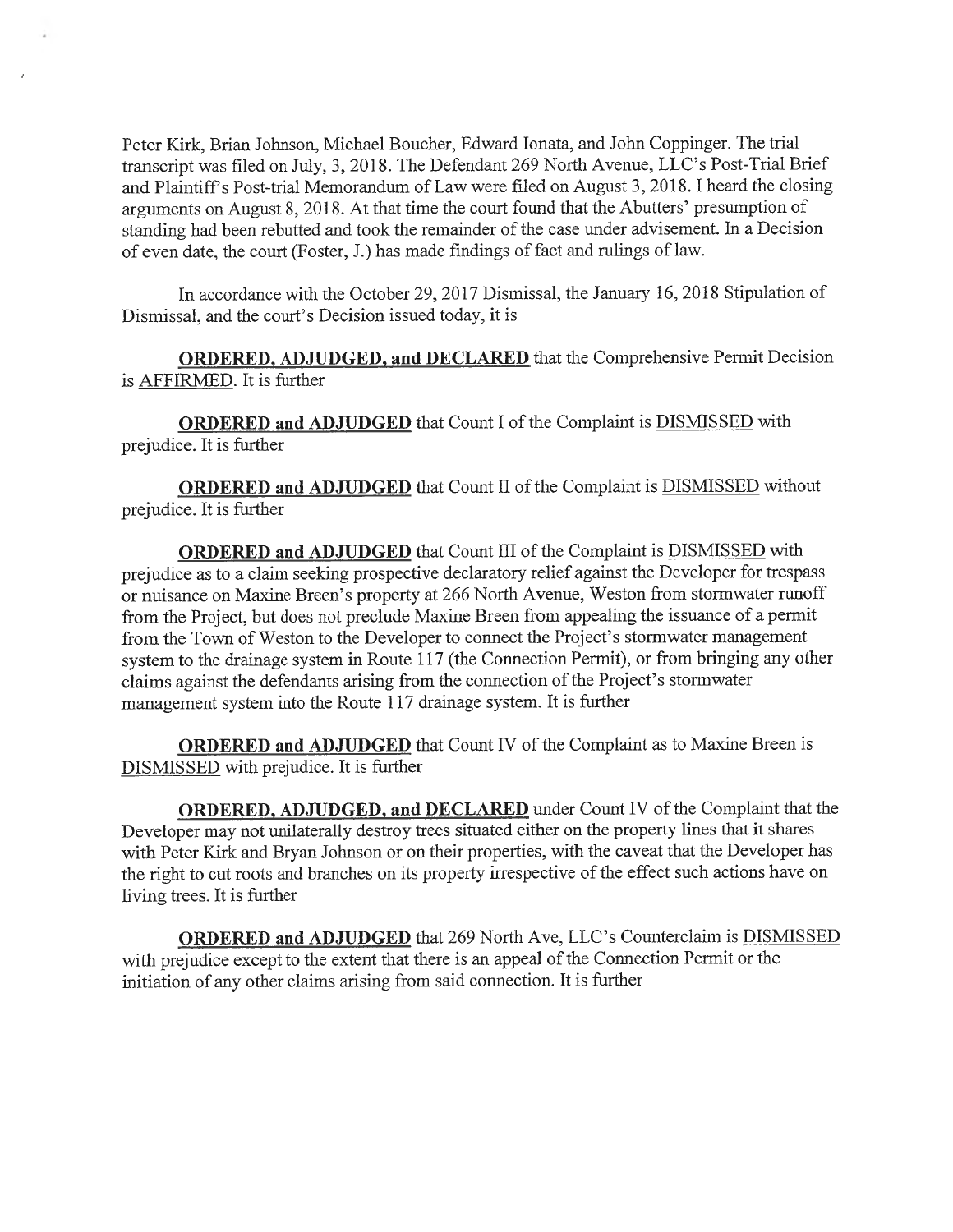Peter Kirk, Brian Johnson, Michael Boucher, Edward Ionata, and John Coppinger. The trial transcript was filed on July, 3, 2018. The Defendant 269 North Avenue, LLC's Post-Trial Brief and Plaintiff's Post-trial Memorandum of Law were filed on August 3, 2018. I heard the closing arguments on August 8, 2018. At that time the court found that the Abutters' presumption of standing had been rebutted and took the remainder of the case under advisement. In a Decision of even date, the court (Foster, J.) has made findings of fact and rulings of law.

In accordance with the October 29, 2017 Dismissal, the January 16, 2018 Stipulation of Dismissal, and the court's Decision issued today, it is

**ORDERED, ADJUDGED, and DECLARED** that the Comprehensive Permit Decision is AFFIRMED. It is further

**ORDERED and ADJUDGED** that Count I of the Complaint is DISMISSED with prejudice. It is further

**ORDERED and ADJUDGED** that Count II of the Complaint is DISMISSED without prejudice. It is further

**ORDERED and ADJUDGED** that Count III of the Complaint is DISMISSED with prejudice as to a claim seeking prospective declaratory relief against the Developer for trespass or nuisance on Maxine Breen's property at 266 North Avenue, Weston from stormwater runoff from the Project, but does not preclude Maxine Breen from appealing the issuance of a permit from the Town of Weston to the Developer to connect the Project's stormwater management system to the drainage system in Route 117 (the Connection Permit), or from bringing any other claims against the defendants arising from the connection of the Project's stormwater management system into the Route 117 drainage system. It is further

**ORDERED and ADJUDGED** that Count IV of the Complaint as to Maxine Breen is DISMISSED with prejudice. It is further

**ORDERED, ADJUDGED, and DECLARED** under Count IV of the Complaint that the Developer may not unilaterally destroy trees situated either on the property lines that it shares with Peter Kirk and Bryan Johnson or on their properties, with the caveat that the Developer has the right to cut roots and branches on its property irrespective of the effect such actions have on living trees. It is further

**ORDERED and ADJUDGED** that 269 North Ave, LLC's Counterclaim is DISMISSED with prejudice except to the extent that there is an appeal of the Connection Permit or the initiation of any other claims arising from said connection. It is further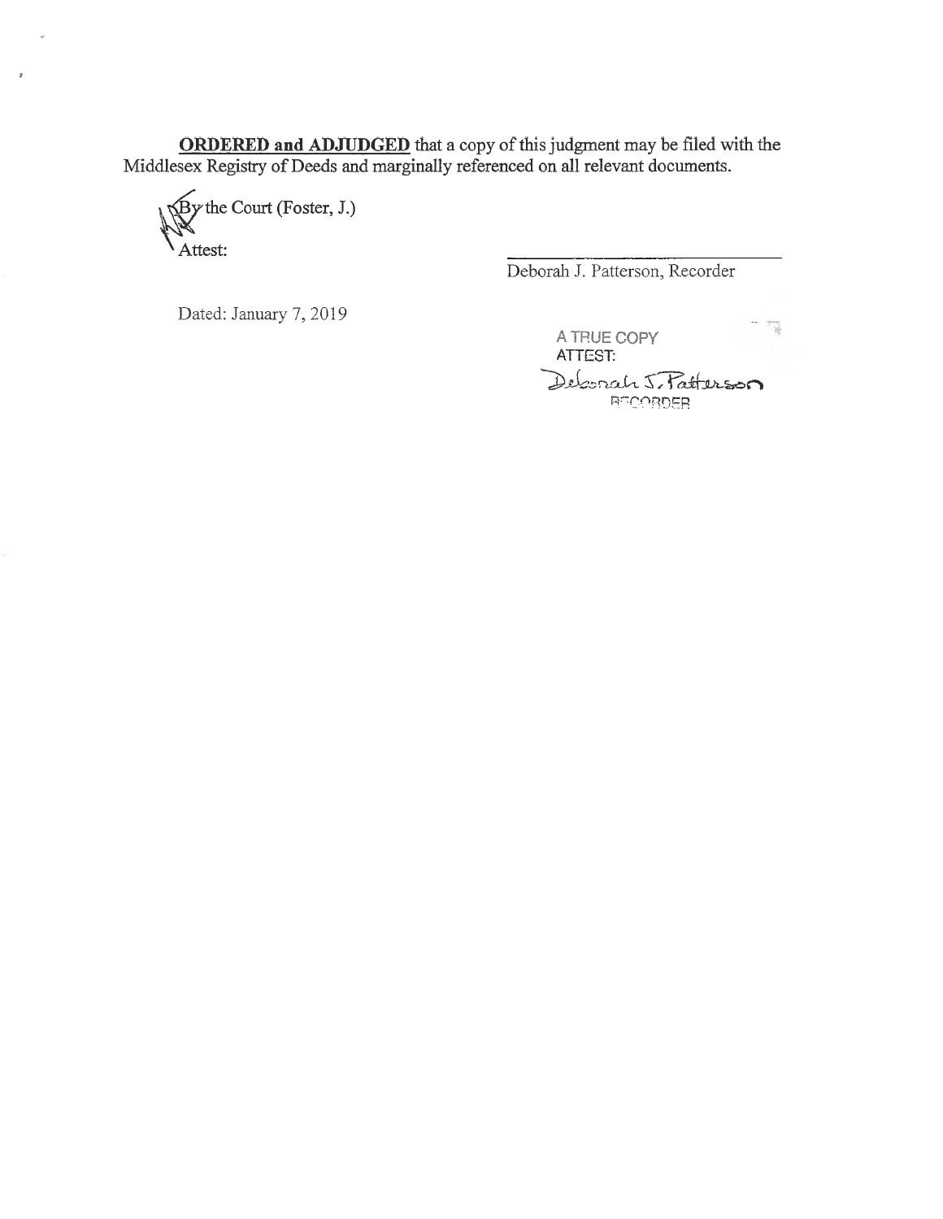**ORDERED and ADJUDGED** that a copy of this judgment may be filed with the Middlesex Registry of Deeds and marginally referenced on all relevant documents.

By the Court (Foster, J.)

Attest:

Deborah J. Patterson, Recorder

Dated: January 7, 2019

A TRUE COPY
ATTEST:
Deborah J. Patterson
RECORDER